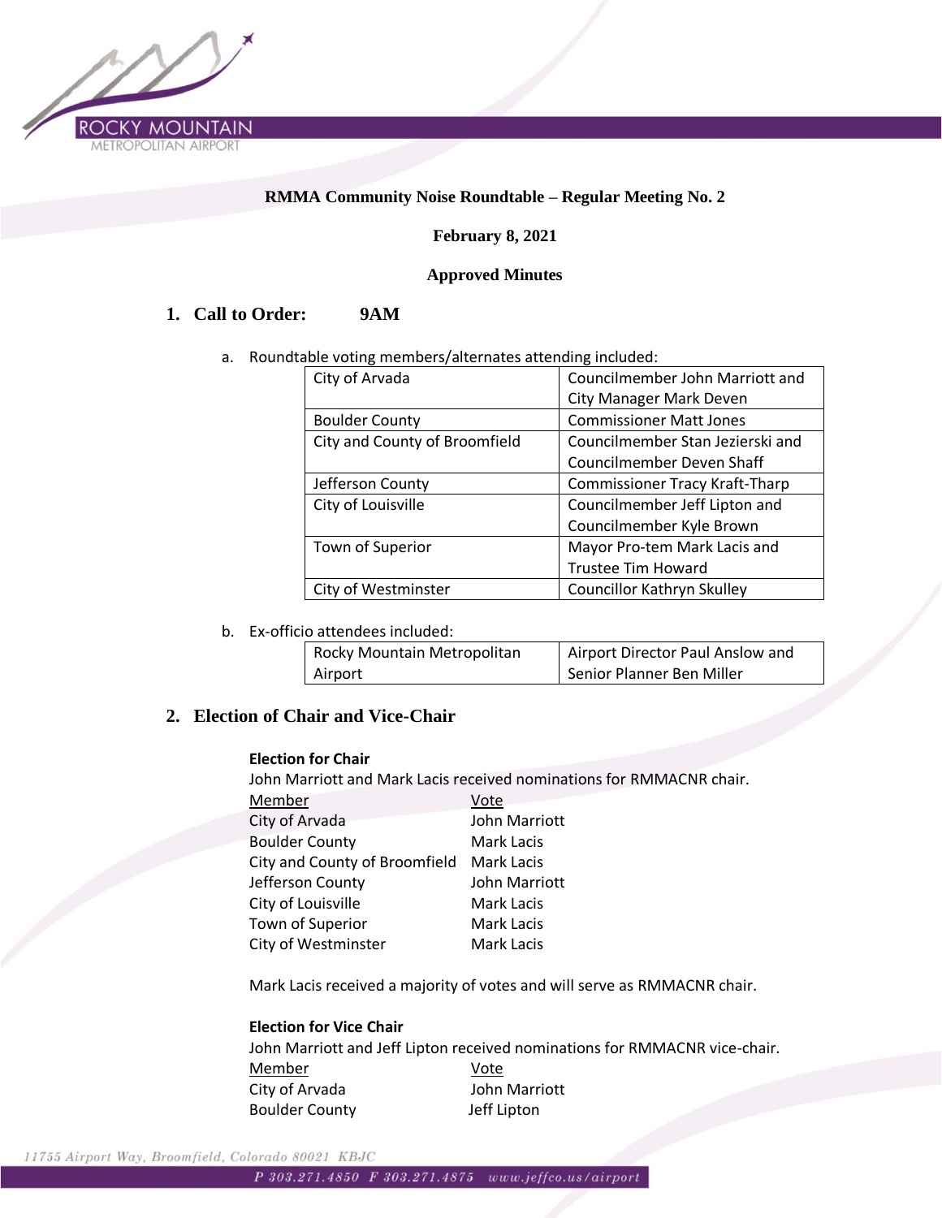**RMMA Community Noise Roundtable – Regular Meeting No. 2**

**February 8, 2021**

**Approved Minutes**

## 1. Call to Order: 9AM

a. Roundtable voting members/alternates attending included:

| | |
|---|---|
| City of Arvada | Councilmember John Marriott and City Manager Mark Deven |
| Boulder County | Commissioner Matt Jones |
| City and County of Broomfield | Councilmember Stan Jezierski and Councilmember Deven Shaff |
| Jefferson County | Commissioner Tracy Kraft-Tharp |
| City of Louisville | Councilmember Jeff Lipton and Councilmember Kyle Brown |
| Town of Superior | Mayor Pro-tem Mark Lacis and Trustee Tim Howard |
| City of Westminster | Councillor Kathryn Skulley |

b. Ex-officio attendees included:

| | |
|---|---|
| Rocky Mountain Metropolitan Airport | Airport Director Paul Anslow and Senior Planner Ben Miller |

## 2. Election of Chair and Vice-Chair

**Election for Chair**

John Marriott and Mark Lacis received nominations for RMMACNR chair.

| Member | Vote |
|---|---|
| City of Arvada | John Marriott |
| Boulder County | Mark Lacis |
| City and County of Broomfield | Mark Lacis |
| Jefferson County | John Marriott |
| City of Louisville | Mark Lacis |
| Town of Superior | Mark Lacis |
| City of Westminster | Mark Lacis |

Mark Lacis received a majority of votes and will serve as RMMACNR chair.

**Election for Vice Chair**

John Marriott and Jeff Lipton received nominations for RMMACNR vice-chair.

| Member | Vote |
|---|---|
| City of Arvada | John Marriott |
| Boulder County | Jeff Lipton |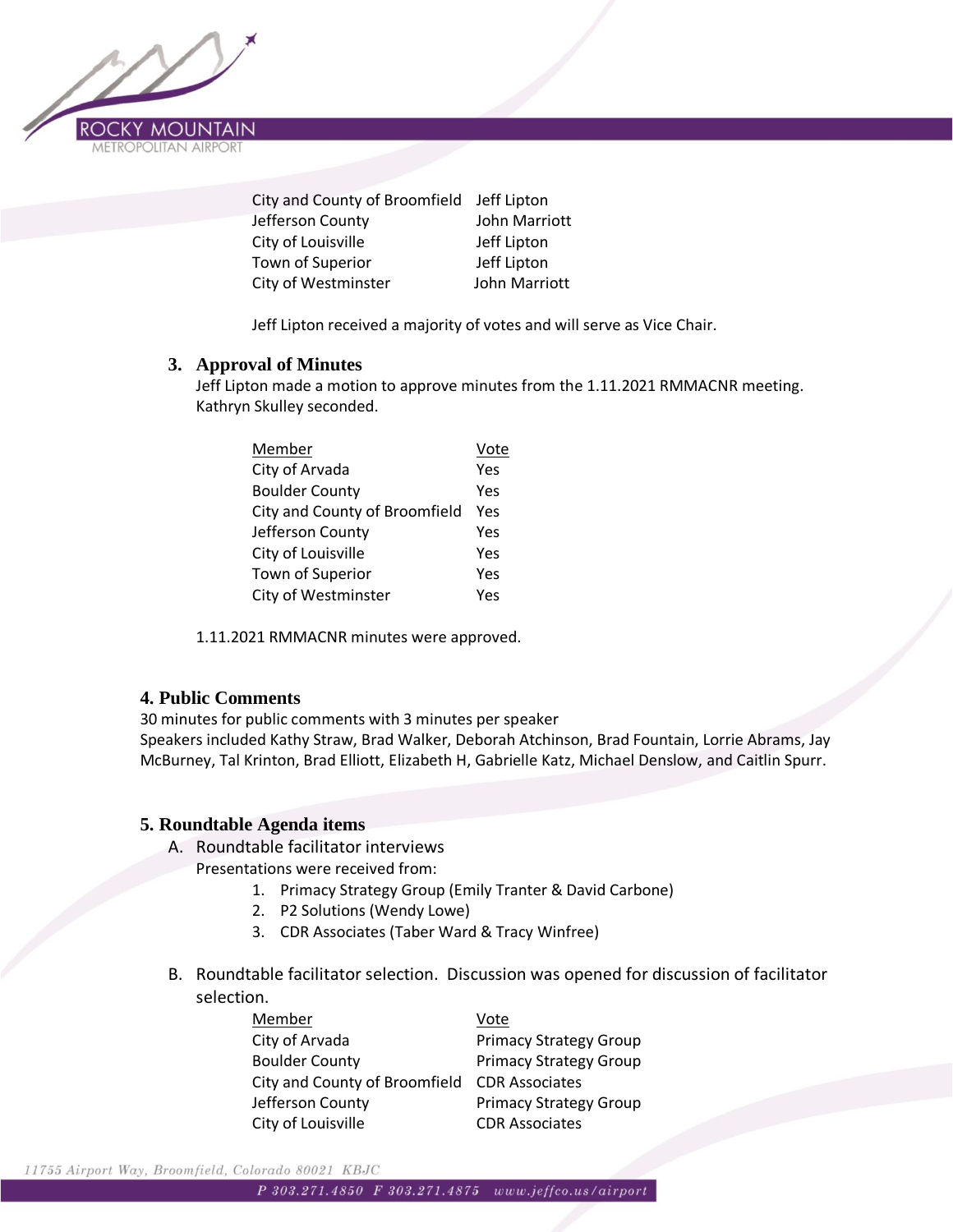| | |
|---|---|
| City and County of Broomfield | Jeff Lipton |
| Jefferson County | John Marriott |
| City of Louisville | Jeff Lipton |
| Town of Superior | Jeff Lipton |
| City of Westminster | John Marriott |

Jeff Lipton received a majority of votes and will serve as Vice Chair.

### 3. Approval of Minutes

Jeff Lipton made a motion to approve minutes from the 1.11.2021 RMMACNR meeting. Kathryn Skulley seconded.

| Member | Vote |
|---|---|
| City of Arvada | Yes |
| Boulder County | Yes |
| City and County of Broomfield | Yes |
| Jefferson County | Yes |
| City of Louisville | Yes |
| Town of Superior | Yes |
| City of Westminster | Yes |

1.11.2021 RMMACNR minutes were approved.

### 4. Public Comments

30 minutes for public comments with 3 minutes per speaker
Speakers included Kathy Straw, Brad Walker, Deborah Atchinson, Brad Fountain, Lorrie Abrams, Jay McBurney, Tal Krinton, Brad Elliott, Elizabeth H, Gabrielle Katz, Michael Denslow, and Caitlin Spurr.

### 5. Roundtable Agenda items

A. Roundtable facilitator interviews
Presentations were received from:
1. Primacy Strategy Group (Emily Tranter & David Carbone)
2. P2 Solutions (Wendy Lowe)
3. CDR Associates (Taber Ward & Tracy Winfree)

B. Roundtable facilitator selection. Discussion was opened for discussion of facilitator selection.

| Member | Vote |
|---|---|
| City of Arvada | Primacy Strategy Group |
| Boulder County | Primacy Strategy Group |
| City and County of Broomfield | CDR Associates |
| Jefferson County | Primacy Strategy Group |
| City of Louisville | CDR Associates |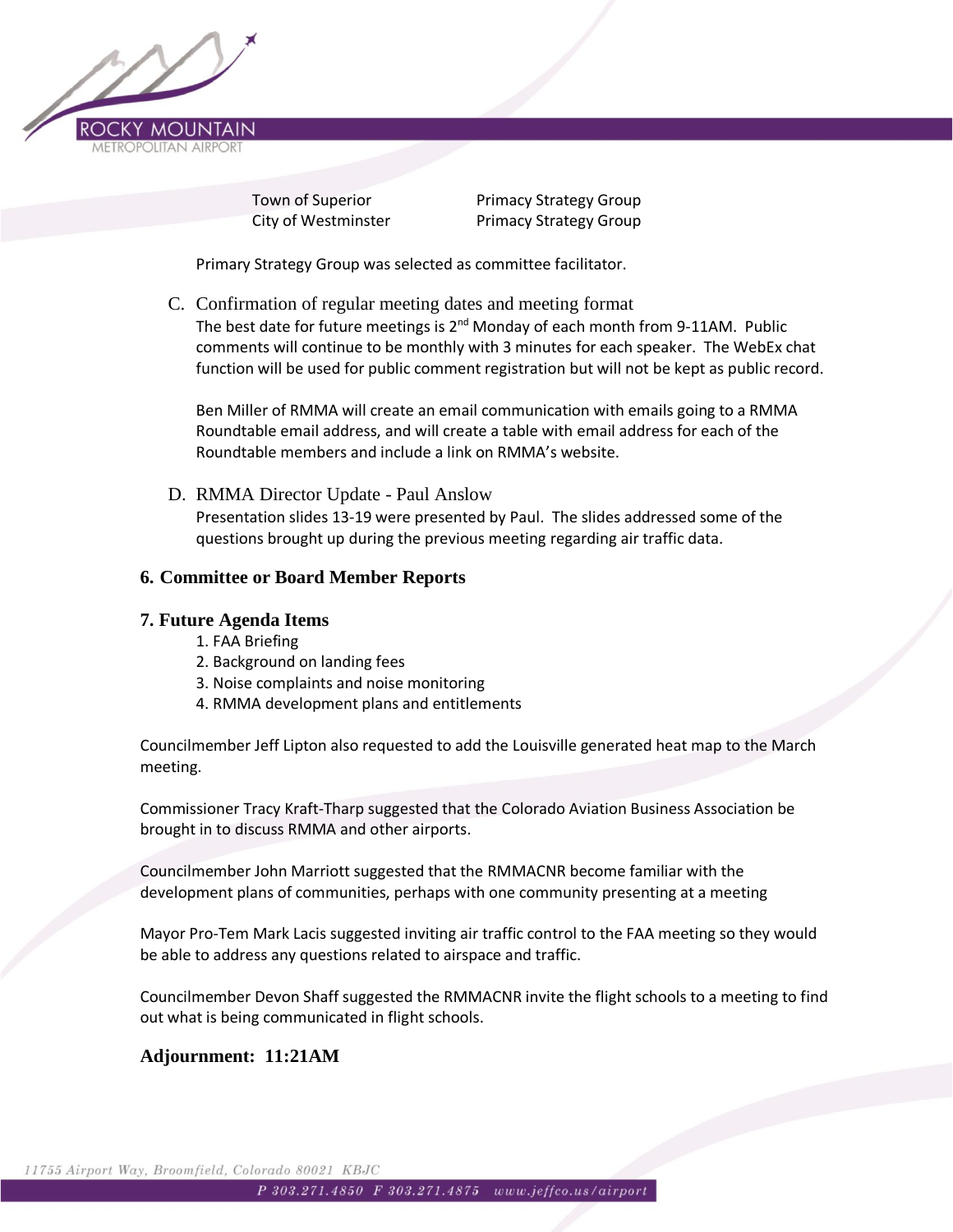| | |
|---|---|
| Town of Superior | Primacy Strategy Group |
| City of Westminster | Primacy Strategy Group |

Primary Strategy Group was selected as committee facilitator.

C. Confirmation of regular meeting dates and meeting format

The best date for future meetings is 2nd Monday of each month from 9-11AM. Public comments will continue to be monthly with 3 minutes for each speaker. The WebEx chat function will be used for public comment registration but will not be kept as public record.

Ben Miller of RMMA will create an email communication with emails going to a RMMA Roundtable email address, and will create a table with email address for each of the Roundtable members and include a link on RMMA's website.

D. RMMA Director Update - Paul Anslow

Presentation slides 13-19 were presented by Paul. The slides addressed some of the questions brought up during the previous meeting regarding air traffic data.

## 6. Committee or Board Member Reports

## 7. Future Agenda Items

1. FAA Briefing
2. Background on landing fees
3. Noise complaints and noise monitoring
4. RMMA development plans and entitlements

Councilmember Jeff Lipton also requested to add the Louisville generated heat map to the March meeting.

Commissioner Tracy Kraft-Tharp suggested that the Colorado Aviation Business Association be brought in to discuss RMMA and other airports.

Councilmember John Marriott suggested that the RMMACNR become familiar with the development plans of communities, perhaps with one community presenting at a meeting

Mayor Pro-Tem Mark Lacis suggested inviting air traffic control to the FAA meeting so they would be able to address any questions related to airspace and traffic.

Councilmember Devon Shaff suggested the RMMACNR invite the flight schools to a meeting to find out what is being communicated in flight schools.

**Adjournment: 11:21AM**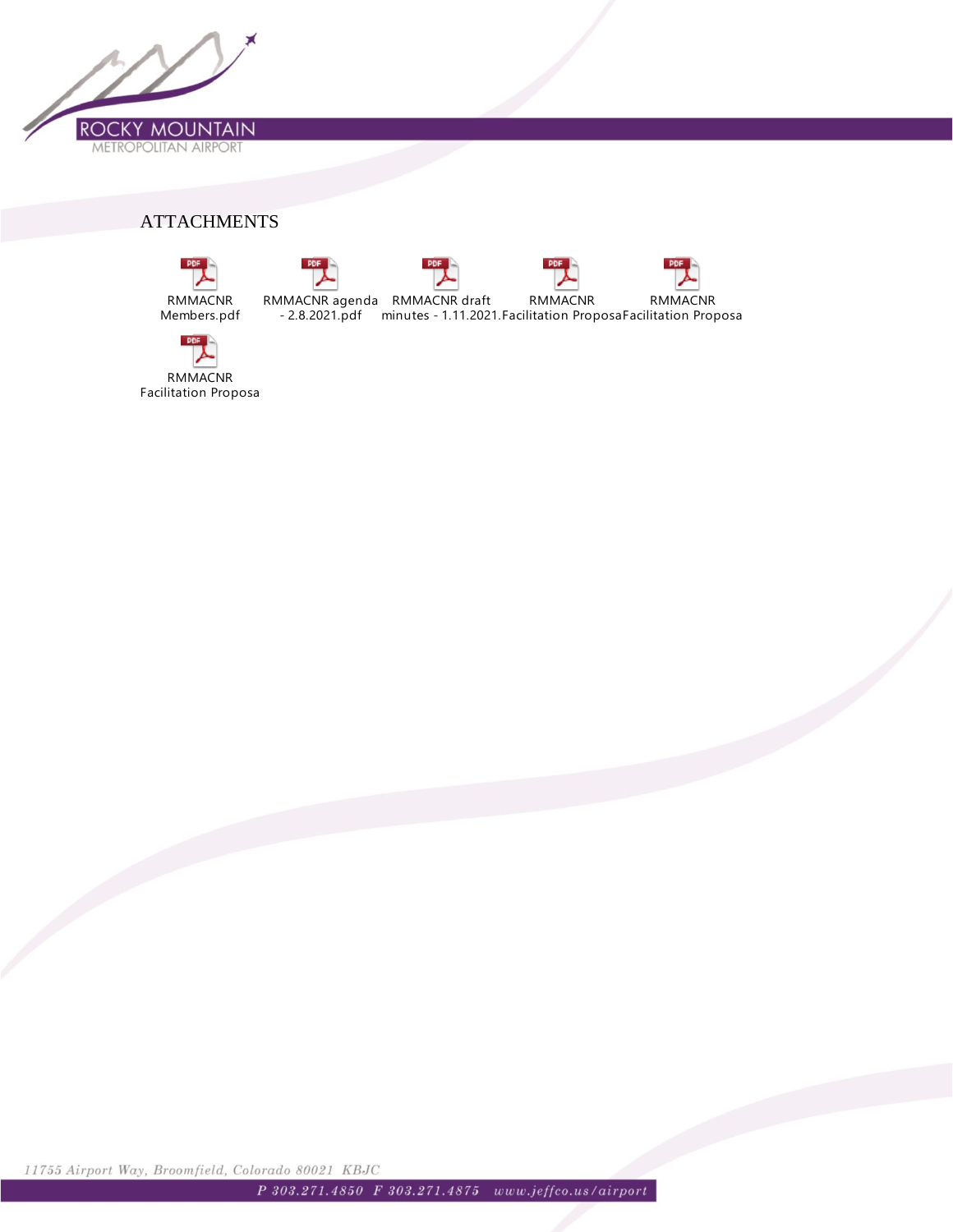## ATTACHMENTS

RMMACNR Members.pdf

RMMACNR agenda - 2.8.2021.pdf

RMMACNR draft minutes - 1.11.2021.

RMMACNR Facilitation Proposa

RMMACNR Facilitation Proposa

RMMACNR Facilitation Proposa